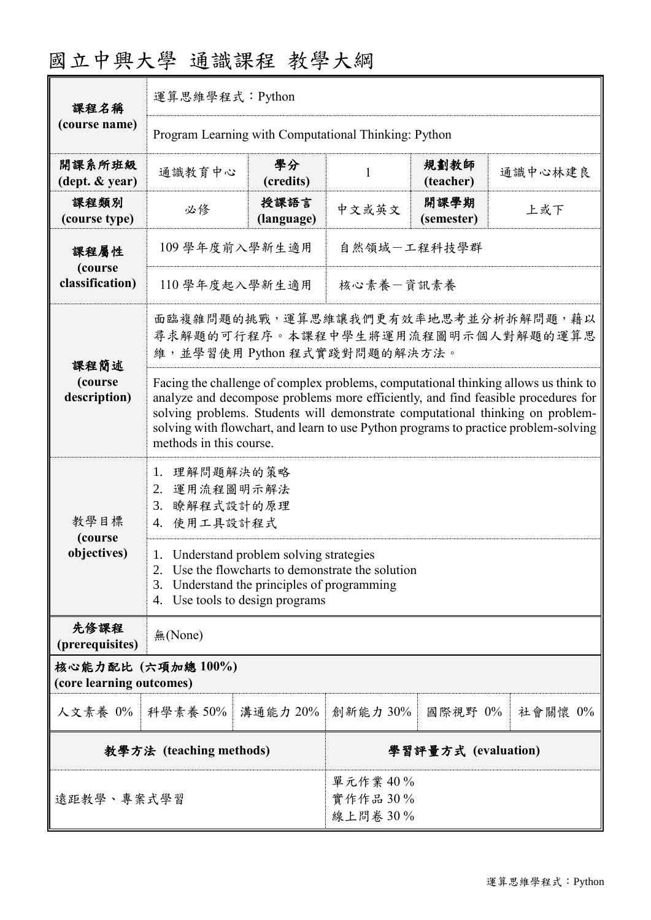# 國立中興大學 通識課程 教學大綱

| | | | | | |
|---|---|---|---|---|---|
| **課程名稱 (course name)** | 運算思維學程式：Python | | | | |
| | Program Learning with Computational Thinking: Python | | | | |
| **開課系所班級 (dept. & year)** | 通識教育中心 | **學分 (credits)** | 1 | **規劃教師 (teacher)** | 通識中心林建良 |
| **課程類別 (course type)** | 必修 | **授課語言 (language)** | 中文或英文 | **開課學期 (semester)** | 上或下 |
| **課程屬性 (course classification)** | 109 學年度前入學新生適用 | | 自然領域－工程科技學群 | | |
| | 110 學年度起入學新生適用 | | 核心素養－資訊素養 | | |
| **課程簡述 (course description)** | 面臨複雜問題的挑戰，運算思維讓我們更有效率地思考並分析拆解問題，藉以尋求解題的可行程序。本課程中學生將運用流程圖明示個人對解題的運算思維，並學習使用 Python 程式實踐對問題的解決方法。 | | | | |
| | Facing the challenge of complex problems, computational thinking allows us think to analyze and decompose problems more efficiently, and find feasible procedures for solving problems. Students will demonstrate computational thinking on problem-solving with flowchart, and learn to use Python programs to practice problem-solving methods in this course. | | | | |
| 教學目標 **(course objectives)** | 1. 理解問題解決的策略<br>2. 運用流程圖明示解法<br>3. 瞭解程式設計的原理<br>4. 使用工具設計程式 | | | | |
| | 1. Understand problem solving strategies<br>2. Use the flowcharts to demonstrate the solution<br>3. Understand the principles of programming<br>4. Use tools to design programs | | | | |
| **先修課程 (prerequisites)** | 無(None) | | | | |

**核心能力配比 (六項加總 100%)**
**(core learning outcomes)**

| 人文素養 | 科學素養 | 溝通能力 | 創新能力 | 國際視野 | 社會關懷 |
|---|---|---|---|---|---|
| 0% | 50% | 20% | 30% | 0% | 0% |

| **教學方法 (teaching methods)** | **學習評量方式 (evaluation)** |
|---|---|
| 遠距教學、專案式學習 | 單元作業 40 %<br>實作作品 30 %<br>線上問卷 30 % |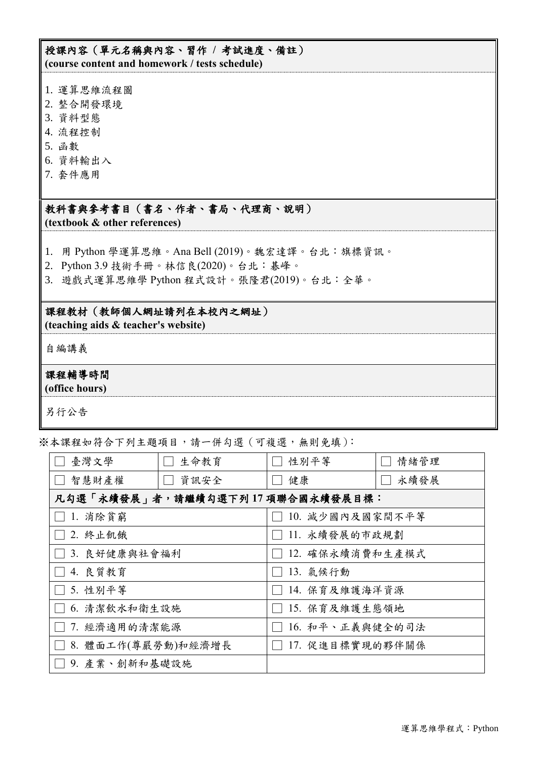## 授課內容（單元名稱與內容、習作 / 考試進度、備註）
**(course content and homework / tests schedule)**

1. 運算思維流程圖
2. 整合開發環境
3. 資料型態
4. 流程控制
5. 函數
6. 資料輸出入
7. 套件應用

## 教科書與參考書目（書名、作者、書局、代理商、說明）
**(textbook & other references)**

1. 用 Python 學運算思維。Ana Bell (2019)。魏宏達譯。台北：旗標資訊。
2. Python 3.9 技術手冊。林信良(2020)。台北：碁峰。
3. 遊戲式運算思維學 Python 程式設計。張隆君(2019)。台北：全華。

## 課程教材（教師個人網址請列在本校內之網址）
**(teaching aids & teacher's website)**

自編講義

## 課程輔導時間
**(office hours)**

另行公告

※本課程如符合下列主題項目，請一併勾選（可複選，無則免填）：

| | | | |
|---|---|---|---|
| ☐ 臺灣文學 | ☐ 生命教育 | ☐ 性別平等 | ☐ 情緒管理 |
| ☐ 智慧財產權 | ☐ 資訊安全 | ☐ 健康 | ☐ 永續發展 |

**凡勾選「永續發展」者，請繼續勾選下列 17 項聯合國永續發展目標：**

| | |
|---|---|
| ☐ 1. 消除貧窮 | ☐ 10. 減少國內及國家間不平等 |
| ☐ 2. 終止飢餓 | ☐ 11. 永續發展的市政規劃 |
| ☐ 3. 良好健康與社會福利 | ☐ 12. 確保永續消費和生產模式 |
| ☐ 4. 良質教育 | ☐ 13. 氣候行動 |
| ☐ 5. 性別平等 | ☐ 14. 保育及維護海洋資源 |
| ☐ 6. 清潔飲水和衛生設施 | ☐ 15. 保育及維護生態領地 |
| ☐ 7. 經濟適用的清潔能源 | ☐ 16. 和平、正義與健全的司法 |
| ☐ 8. 體面工作(尊嚴勞動)和經濟增長 | ☐ 17. 促進目標實現的夥伴關係 |
| ☐ 9. 產業、創新和基礎設施 | |